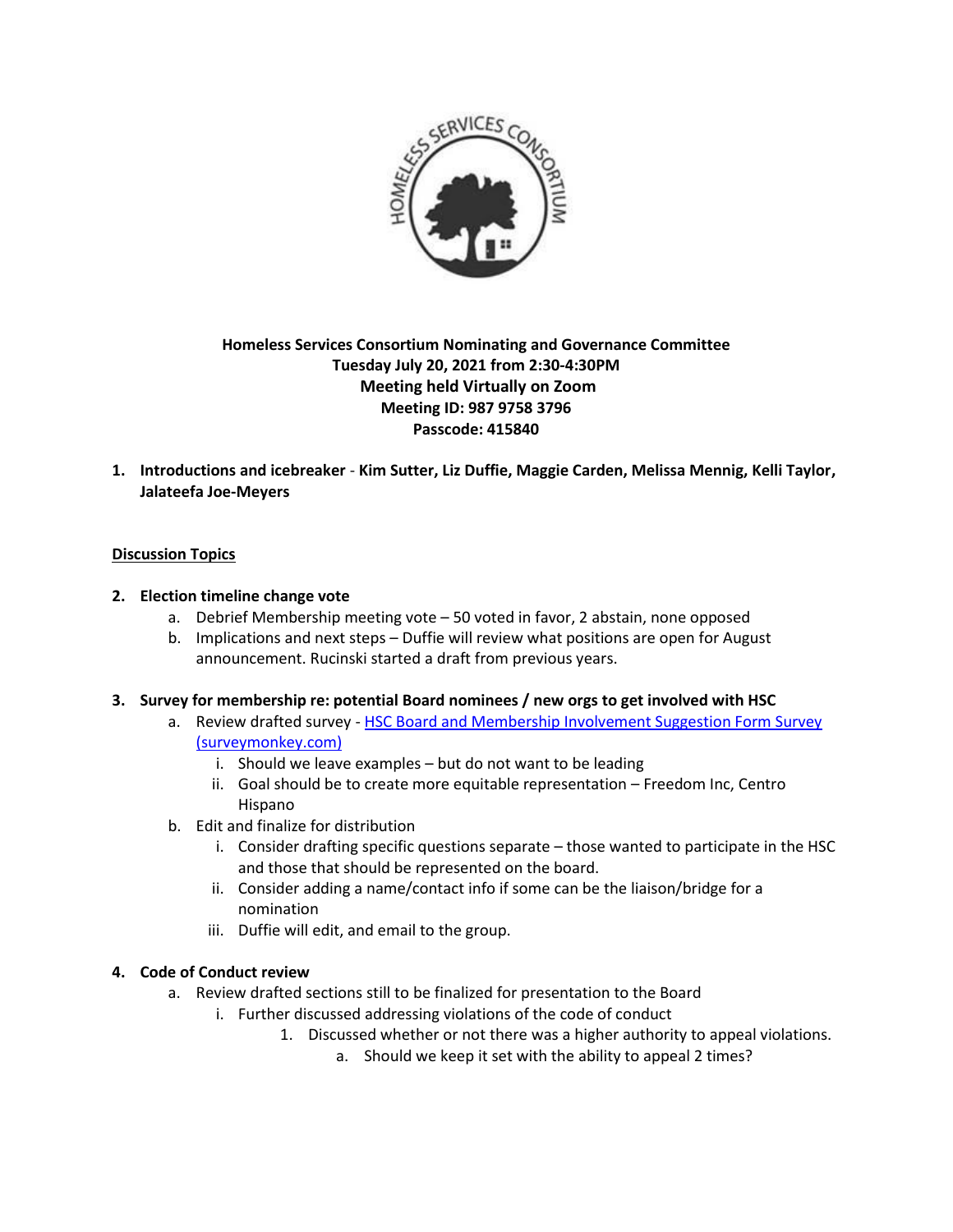**Homeless Services Consortium Nominating and Governance Committee**
**Tuesday July 20, 2021 from 2:30-4:30PM**
**Meeting held Virtually on Zoom**
**Meeting ID: 987 9758 3796**
**Passcode: 415840**

1. **Introductions and icebreaker** - **Kim Sutter, Liz Duffie, Maggie Carden, Melissa Mennig, Kelli Taylor, Jalateefa Joe-Meyers**

**Discussion Topics**

2. **Election timeline change vote**
   a. Debrief Membership meeting vote – 50 voted in favor, 2 abstain, none opposed
   b. Implications and next steps – Duffie will review what positions are open for August announcement. Rucinski started a draft from previous years.

3. **Survey for membership re: potential Board nominees / new orgs to get involved with HSC**
   a. Review drafted survey - [HSC Board and Membership Involvement Suggestion Form Survey (surveymonkey.com)]()
      i. Should we leave examples – but do not want to be leading
      ii. Goal should be to create more equitable representation – Freedom Inc, Centro Hispano
   b. Edit and finalize for distribution
      i. Consider drafting specific questions separate – those wanted to participate in the HSC and those that should be represented on the board.
      ii. Consider adding a name/contact info if some can be the liaison/bridge for a nomination
      iii. Duffie will edit, and email to the group.

4. **Code of Conduct review**
   a. Review drafted sections still to be finalized for presentation to the Board
      i. Further discussed addressing violations of the code of conduct
         1. Discussed whether or not there was a higher authority to appeal violations.
            a. Should we keep it set with the ability to appeal 2 times?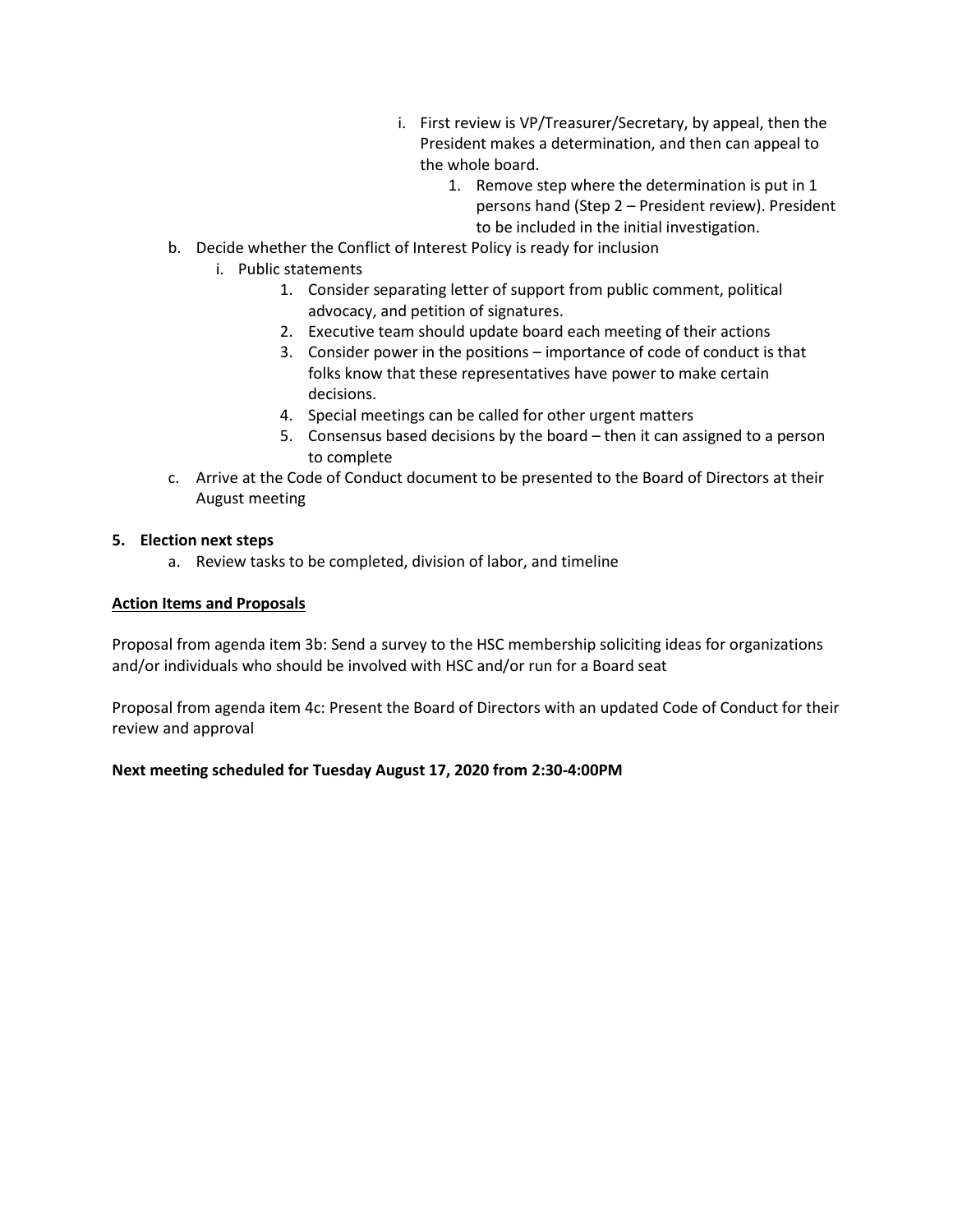i. First review is VP/Treasurer/Secretary, by appeal, then the President makes a determination, and then can appeal to the whole board.
                1. Remove step where the determination is put in 1 persons hand (Step 2 – President review). President to be included in the initial investigation.

  b. Decide whether the Conflict of Interest Policy is ready for inclusion
      i. Public statements
          1. Consider separating letter of support from public comment, political advocacy, and petition of signatures.
          2. Executive team should update board each meeting of their actions
          3. Consider power in the positions – importance of code of conduct is that folks know that these representatives have power to make certain decisions.
          4. Special meetings can be called for other urgent matters
          5. Consensus based decisions by the board – then it can assigned to a person to complete
  c. Arrive at the Code of Conduct document to be presented to the Board of Directors at their August meeting

**5. Election next steps**

  a. Review tasks to be completed, division of labor, and timeline

**Action Items and Proposals**

Proposal from agenda item 3b: Send a survey to the HSC membership soliciting ideas for organizations and/or individuals who should be involved with HSC and/or run for a Board seat

Proposal from agenda item 4c: Present the Board of Directors with an updated Code of Conduct for their review and approval

**Next meeting scheduled for Tuesday August 17, 2020 from 2:30-4:00PM**